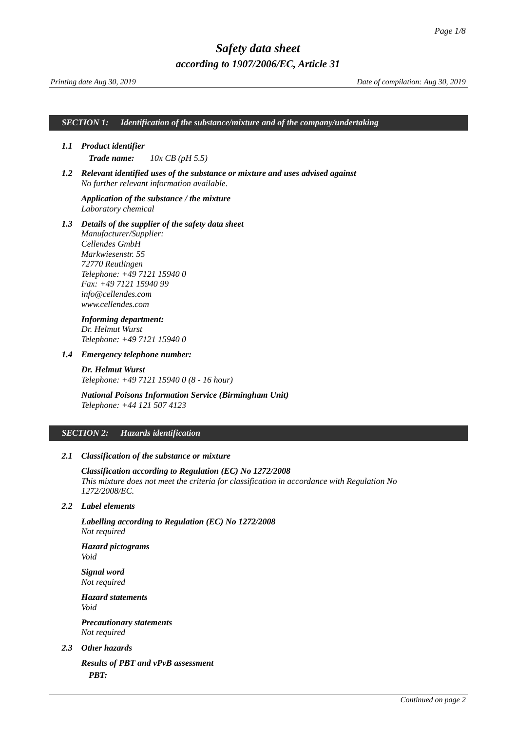# *Safety data sheet*

## *according to 1907/2006/EC, Article 31*

*Printing date Aug 30, 2019* *Date of compilation: Aug 30, 2019*

## *SECTION 1: Identification of the substance/mixture and of the company/undertaking*

### *1.1 Product identifier*

***Trade name:*** *10x CB (pH 5.5)*

### *1.2 Relevant identified uses of the substance or mixture and uses advised against*

*No further relevant information available.*

***Application of the substance / the mixture***
*Laboratory chemical*

### *1.3 Details of the supplier of the safety data sheet*

*Manufacturer/Supplier:*
*Cellendes GmbH*
*Markwiesenstr. 55*
*72770 Reutlingen*
*Telephone: +49 7121 15940 0*
*Fax: +49 7121 15940 99*
*info@cellendes.com*
*www.cellendes.com*

***Informing department:***
*Dr. Helmut Wurst*
*Telephone: +49 7121 15940 0*

### *1.4 Emergency telephone number:*

***Dr. Helmut Wurst***
*Telephone: +49 7121 15940 0 (8 - 16 hour)*

***National Poisons Information Service (Birmingham Unit)***
*Telephone: +44 121 507 4123*

## *SECTION 2: Hazards identification*

### *2.1 Classification of the substance or mixture*

***Classification according to Regulation (EC) No 1272/2008***
*This mixture does not meet the criteria for classification in accordance with Regulation No 1272/2008/EC.*

### *2.2 Label elements*

***Labelling according to Regulation (EC) No 1272/2008***
*Not required*

***Hazard pictograms***
*Void*

***Signal word***
*Not required*

***Hazard statements***
*Void*

***Precautionary statements***
*Not required*

### *2.3 Other hazards*

***Results of PBT and vPvB assessment***

***PBT:***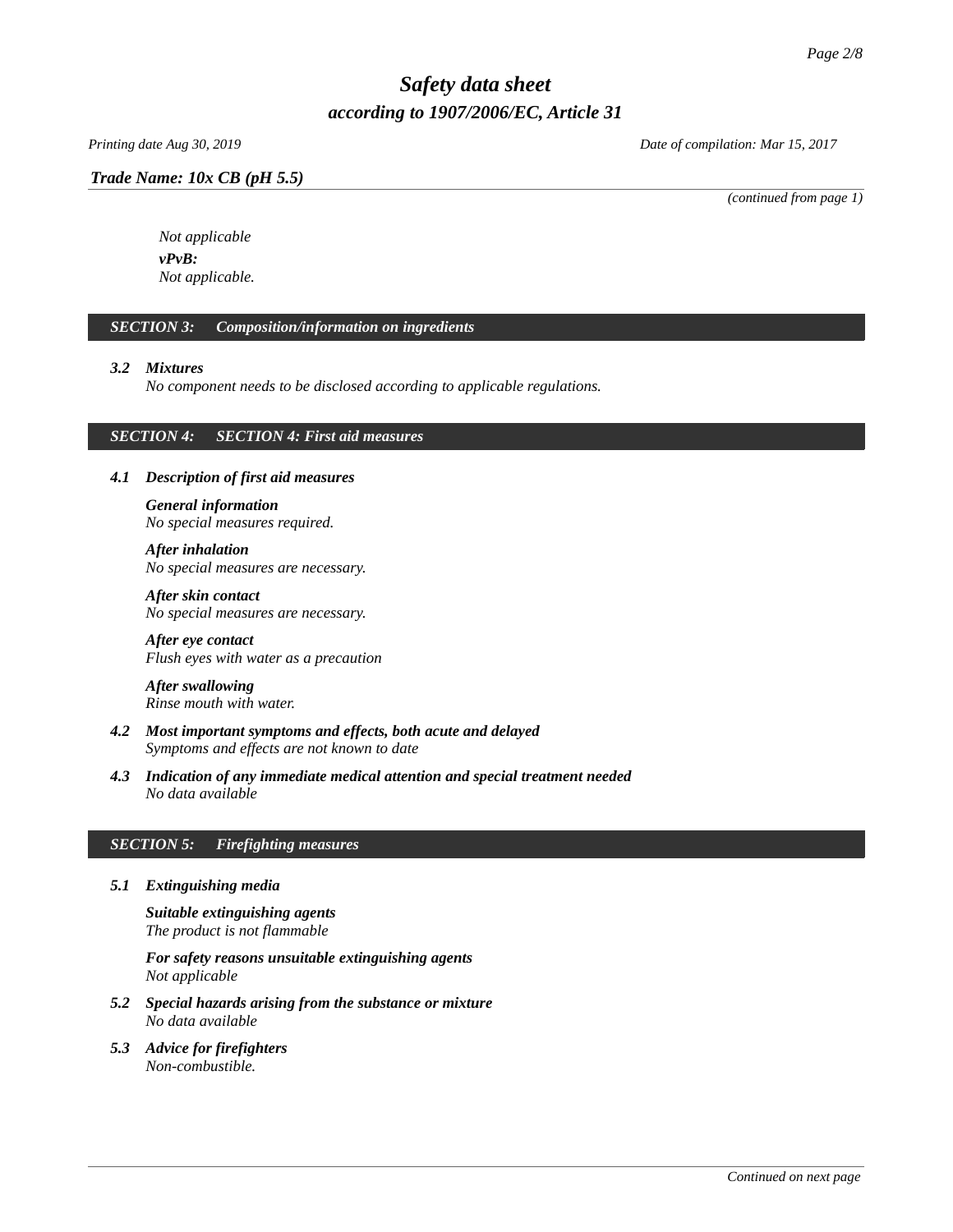*Not applicable*

***vPvB:***

*Not applicable.*

## *SECTION 3: Composition/information on ingredients*

### *3.2 Mixtures*

*No component needs to be disclosed according to applicable regulations.*

## *SECTION 4: SECTION 4: First aid measures*

### *4.1 Description of first aid measures*

***General information***

*No special measures required.*

***After inhalation***

*No special measures are necessary.*

***After skin contact***

*No special measures are necessary.*

***After eye contact***

*Flush eyes with water as a precaution*

***After swallowing***

*Rinse mouth with water.*

### *4.2 Most important symptoms and effects, both acute and delayed*

*Symptoms and effects are not known to date*

### *4.3 Indication of any immediate medical attention and special treatment needed*

*No data available*

## *SECTION 5: Firefighting measures*

### *5.1 Extinguishing media*

***Suitable extinguishing agents***

*The product is not flammable*

***For safety reasons unsuitable extinguishing agents***

*Not applicable*

### *5.2 Special hazards arising from the substance or mixture*

*No data available*

### *5.3 Advice for firefighters*

*Non-combustible.*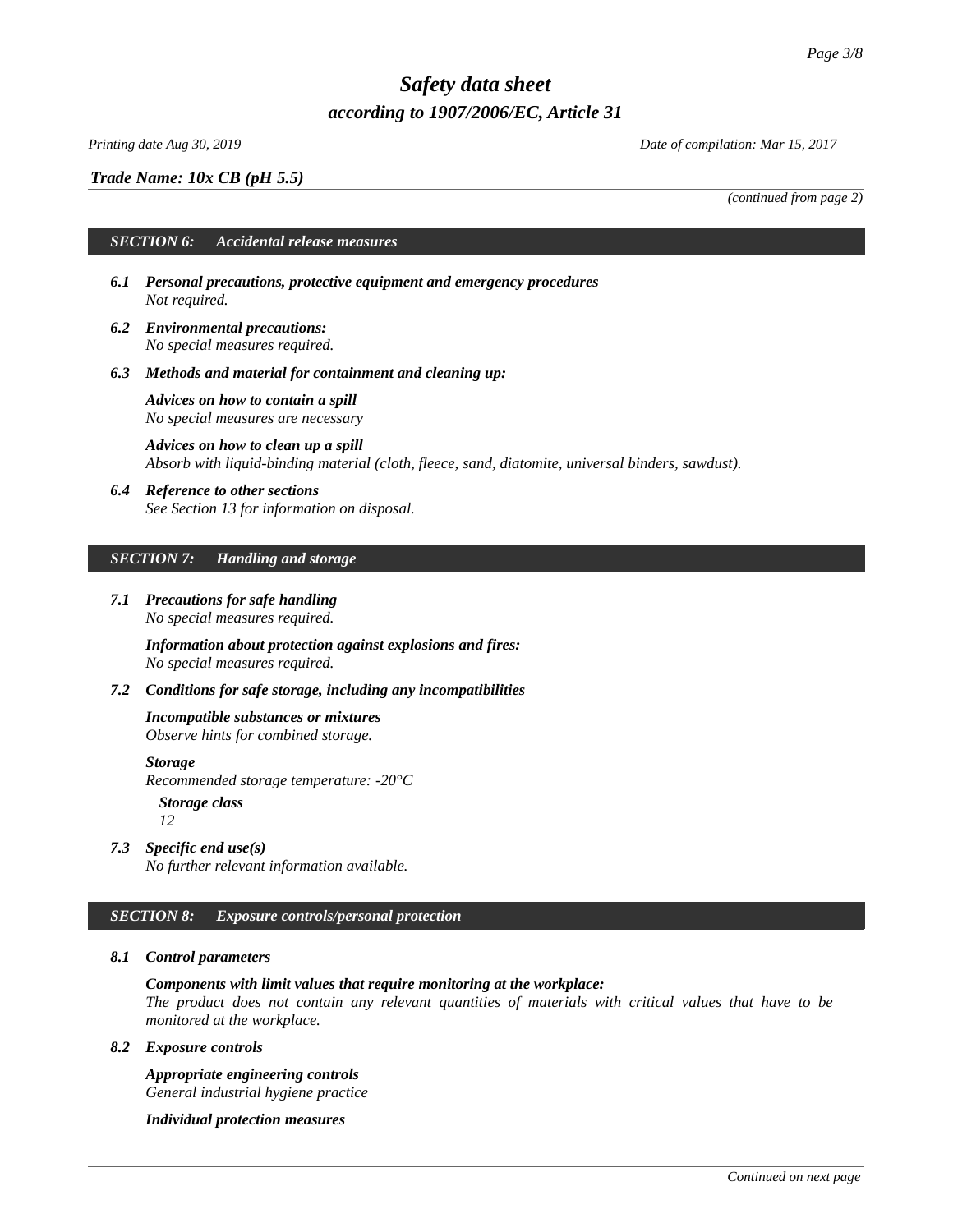*Trade Name: 10x CB (pH 5.5)*

*(continued from page 2)*

## SECTION 6: Accidental release measures

**6.1 Personal precautions, protective equipment and emergency procedures**
*Not required.*

**6.2 Environmental precautions:**
*No special measures required.*

**6.3 Methods and material for containment and cleaning up:**

**Advices on how to contain a spill**
*No special measures are necessary*

**Advices on how to clean up a spill**
*Absorb with liquid-binding material (cloth, fleece, sand, diatomite, universal binders, sawdust).*

**6.4 Reference to other sections**
*See Section 13 for information on disposal.*

## SECTION 7: Handling and storage

**7.1 Precautions for safe handling**
*No special measures required.*

**Information about protection against explosions and fires:**
*No special measures required.*

**7.2 Conditions for safe storage, including any incompatibilities**

**Incompatible substances or mixtures**
*Observe hints for combined storage.*

**Storage**
*Recommended storage temperature: -20°C*

**Storage class**
*12*

**7.3 Specific end use(s)**
*No further relevant information available.*

## SECTION 8: Exposure controls/personal protection

**8.1 Control parameters**

**Components with limit values that require monitoring at the workplace:**
*The product does not contain any relevant quantities of materials with critical values that have to be monitored at the workplace.*

**8.2 Exposure controls**

**Appropriate engineering controls**
*General industrial hygiene practice*

**Individual protection measures**

*Continued on next page*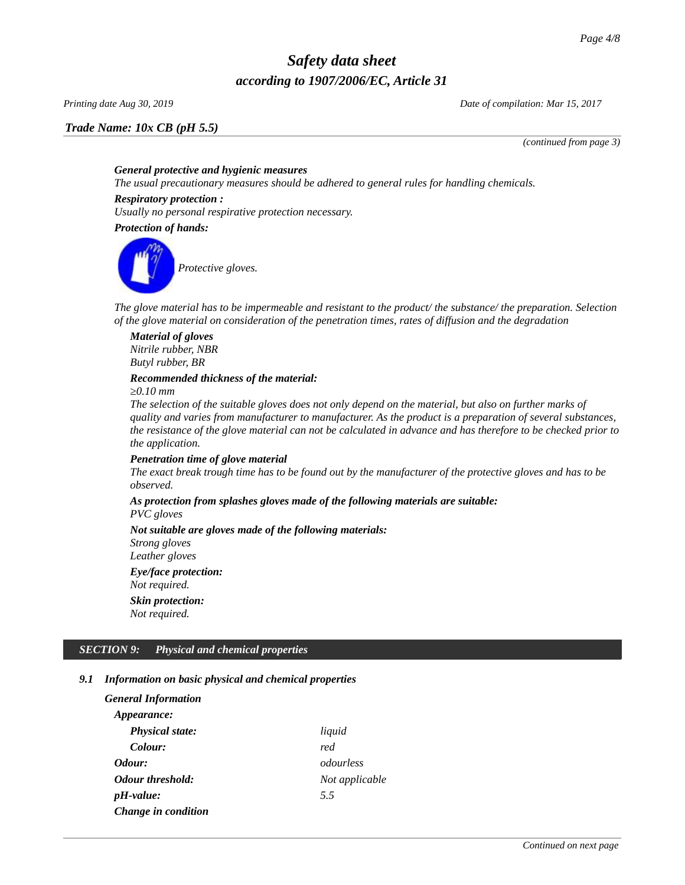*(continued from page 3)*

***General protective and hygienic measures***
*The usual precautionary measures should be adhered to general rules for handling chemicals.*

***Respiratory protection :***
*Usually no personal respirative protection necessary.*

***Protection of hands:***

*Protective gloves.*

*The glove material has to be impermeable and resistant to the product/ the substance/ the preparation. Selection of the glove material on consideration of the penetration times, rates of diffusion and the degradation*

***Material of gloves***
*Nitrile rubber, NBR*
*Butyl rubber, BR*

***Recommended thickness of the material:***
*≥0.10 mm*
*The selection of the suitable gloves does not only depend on the material, but also on further marks of quality and varies from manufacturer to manufacturer. As the product is a preparation of several substances, the resistance of the glove material can not be calculated in advance and has therefore to be checked prior to the application.*

***Penetration time of glove material***
*The exact break trough time has to be found out by the manufacturer of the protective gloves and has to be observed.*

***As protection from splashes gloves made of the following materials are suitable:***
*PVC gloves*

***Not suitable are gloves made of the following materials:***
*Strong gloves*
*Leather gloves*

***Eye/face protection:***
*Not required.*

***Skin protection:***
*Not required.*

## *SECTION 9: Physical and chemical properties*

### *9.1 Information on basic physical and chemical properties*

***General Information***

| | |
|---|---|
| ***Appearance:*** | |
| ***Physical state:*** | *liquid* |
| ***Colour:*** | *red* |
| ***Odour:*** | *odourless* |
| ***Odour threshold:*** | *Not applicable* |
| ***pH-value:*** | *5.5* |
| ***Change in condition*** | |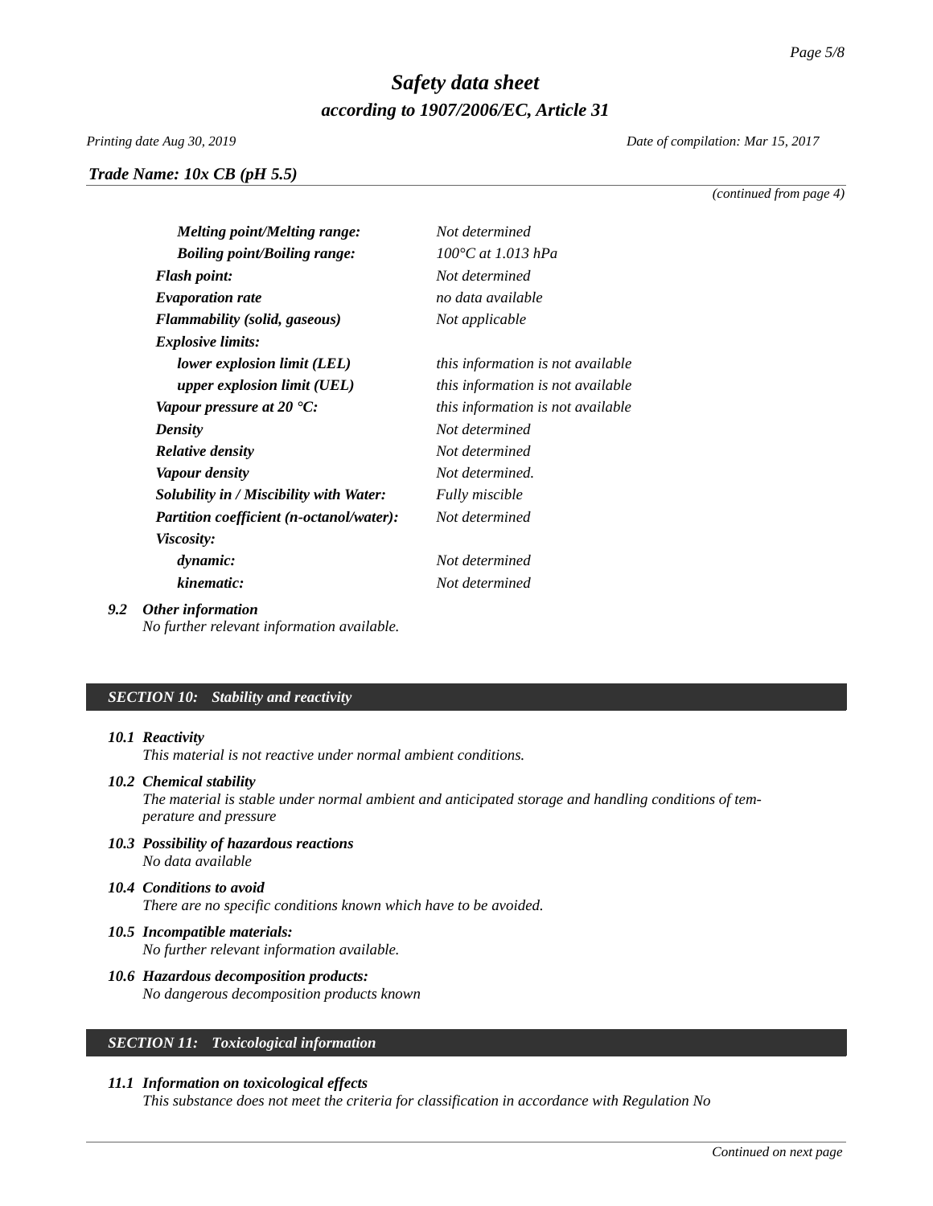*(continued from page 4)*

| | |
|---|---|
| ***Melting point/Melting range:*** | *Not determined* |
| ***Boiling point/Boiling range:*** | *100°C at 1.013 hPa* |
| ***Flash point:*** | *Not determined* |
| ***Evaporation rate*** | *no data available* |
| ***Flammability (solid, gaseous)*** | *Not applicable* |
| ***Explosive limits:*** | |
| ***lower explosion limit (LEL)*** | *this information is not available* |
| ***upper explosion limit (UEL)*** | *this information is not available* |
| ***Vapour pressure at 20 °C:*** | *this information is not available* |
| ***Density*** | *Not determined* |
| ***Relative density*** | *Not determined* |
| ***Vapour density*** | *Not determined.* |
| ***Solubility in / Miscibility with Water:*** | *Fully miscible* |
| ***Partition coefficient (n-octanol/water):*** | *Not determined* |
| ***Viscosity:*** | |
| ***dynamic:*** | *Not determined* |
| ***kinematic:*** | *Not determined* |

***9.2 Other information***
*No further relevant information available.*

## *SECTION 10: Stability and reactivity*

***10.1 Reactivity***
*This material is not reactive under normal ambient conditions.*

***10.2 Chemical stability***
*The material is stable under normal ambient and anticipated storage and handling conditions of temperature and pressure*

***10.3 Possibility of hazardous reactions***
*No data available*

***10.4 Conditions to avoid***
*There are no specific conditions known which have to be avoided.*

***10.5 Incompatible materials:***
*No further relevant information available.*

***10.6 Hazardous decomposition products:***
*No dangerous decomposition products known*

## *SECTION 11: Toxicological information*

***11.1 Information on toxicological effects***
*This substance does not meet the criteria for classification in accordance with Regulation No*

*Continued on next page*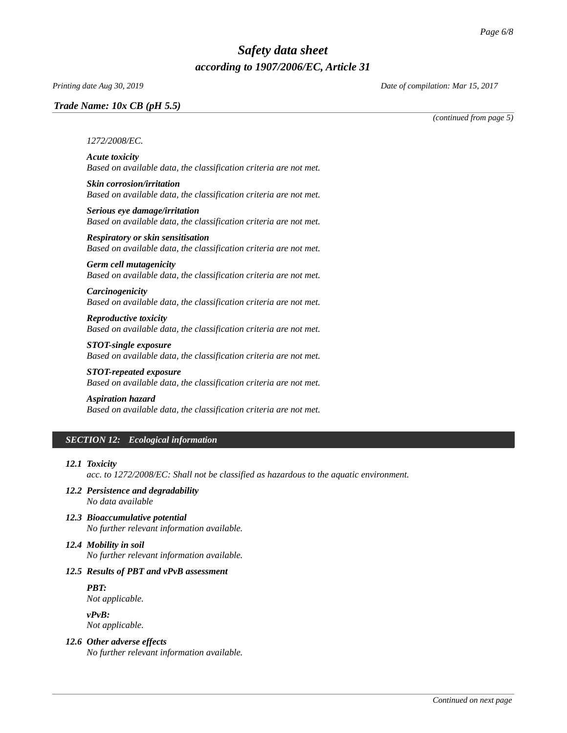*(continued from page 5)*

*1272/2008/EC.*

***Acute toxicity***
*Based on available data, the classification criteria are not met.*

***Skin corrosion/irritation***
*Based on available data, the classification criteria are not met.*

***Serious eye damage/irritation***
*Based on available data, the classification criteria are not met.*

***Respiratory or skin sensitisation***
*Based on available data, the classification criteria are not met.*

***Germ cell mutagenicity***
*Based on available data, the classification criteria are not met.*

***Carcinogenicity***
*Based on available data, the classification criteria are not met.*

***Reproductive toxicity***
*Based on available data, the classification criteria are not met.*

***STOT-single exposure***
*Based on available data, the classification criteria are not met.*

***STOT-repeated exposure***
*Based on available data, the classification criteria are not met.*

***Aspiration hazard***
*Based on available data, the classification criteria are not met.*

## *SECTION 12: Ecological information*

***12.1 Toxicity***
*acc. to 1272/2008/EC: Shall not be classified as hazardous to the aquatic environment.*

***12.2 Persistence and degradability***
*No data available*

***12.3 Bioaccumulative potential***
*No further relevant information available.*

***12.4 Mobility in soil***
*No further relevant information available.*

***12.5 Results of PBT and vPvB assessment***

***PBT:***
*Not applicable.*

***vPvB:***
*Not applicable.*

***12.6 Other adverse effects***
*No further relevant information available.*

*Continued on next page*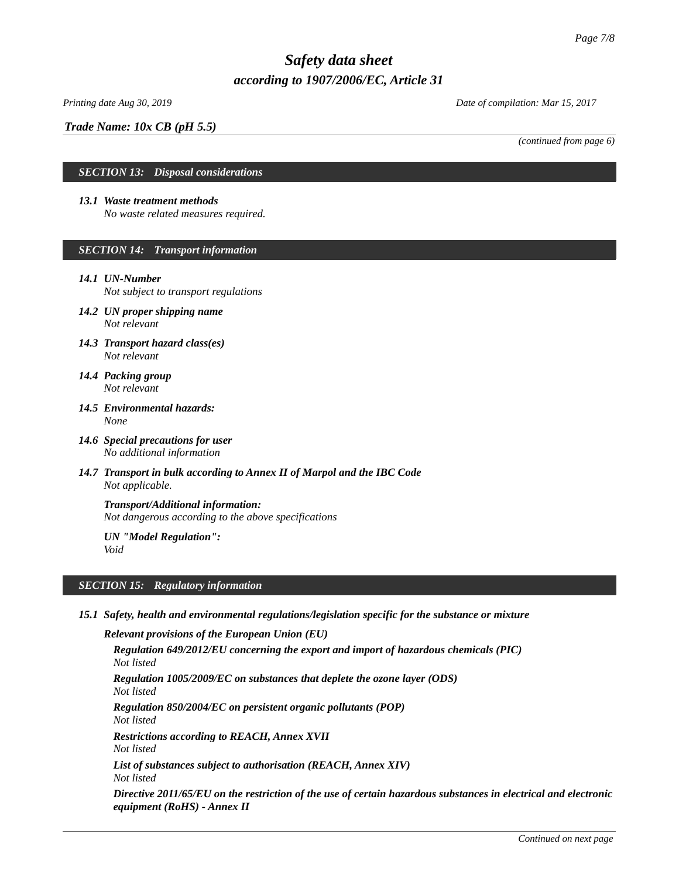*Trade Name: 10x CB (pH 5.5)*

*(continued from page 6)*

## SECTION 13: Disposal considerations

***13.1 Waste treatment methods***
*No waste related measures required.*

## SECTION 14: Transport information

***14.1 UN-Number***
*Not subject to transport regulations*

***14.2 UN proper shipping name***
*Not relevant*

***14.3 Transport hazard class(es)***
*Not relevant*

***14.4 Packing group***
*Not relevant*

***14.5 Environmental hazards:***
*None*

***14.6 Special precautions for user***
*No additional information*

***14.7 Transport in bulk according to Annex II of Marpol and the IBC Code***
*Not applicable.*

***Transport/Additional information:***
*Not dangerous according to the above specifications*

***UN "Model Regulation":***
*Void*

## SECTION 15: Regulatory information

***15.1 Safety, health and environmental regulations/legislation specific for the substance or mixture***

***Relevant provisions of the European Union (EU)***

***Regulation 649/2012/EU concerning the export and import of hazardous chemicals (PIC)***
*Not listed*

***Regulation 1005/2009/EC on substances that deplete the ozone layer (ODS)***
*Not listed*

***Regulation 850/2004/EC on persistent organic pollutants (POP)***
*Not listed*

***Restrictions according to REACH, Annex XVII***
*Not listed*

***List of substances subject to authorisation (REACH, Annex XIV)***
*Not listed*

***Directive 2011/65/EU on the restriction of the use of certain hazardous substances in electrical and electronic equipment (RoHS) - Annex II***

*Continued on next page*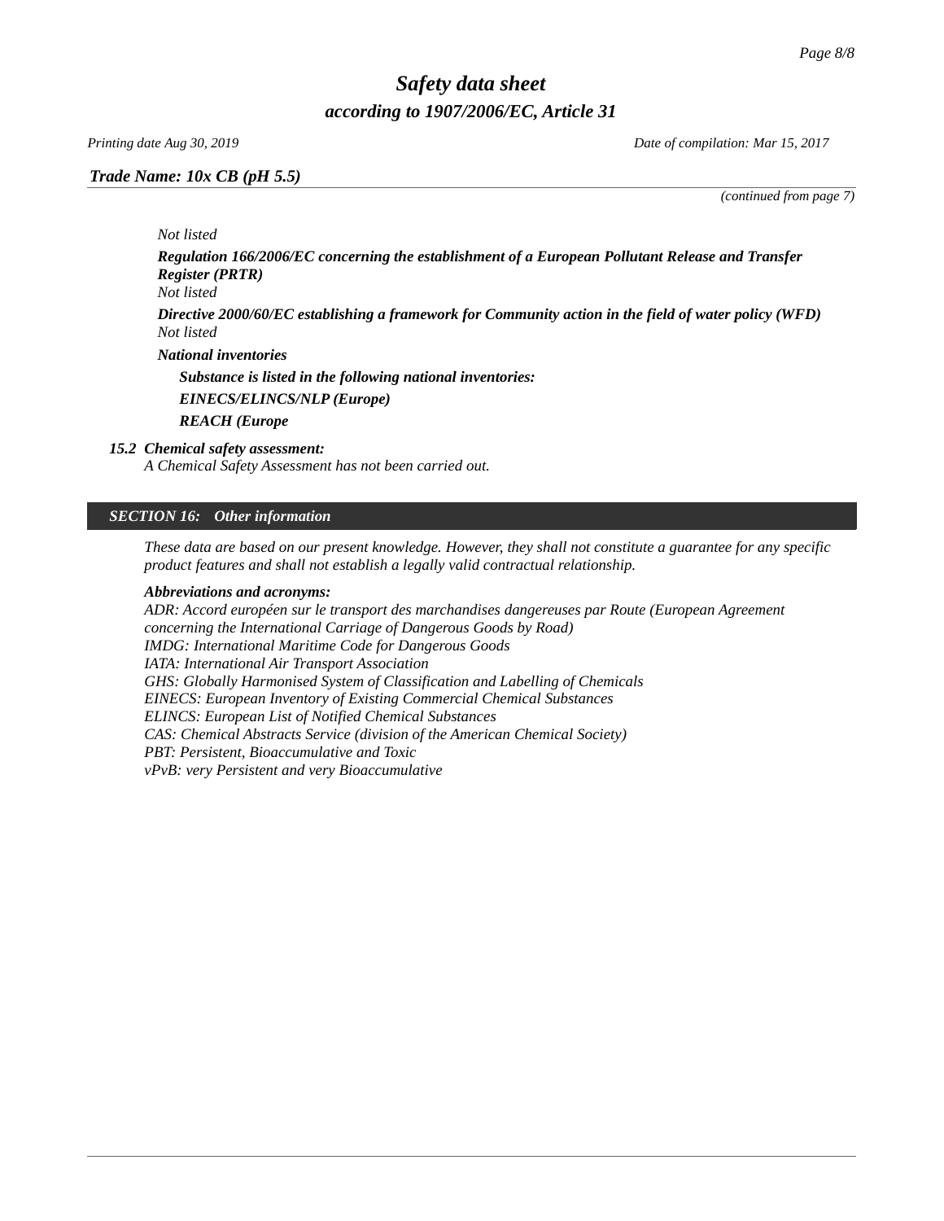*Not listed*

***Regulation 166/2006/EC concerning the establishment of a European Pollutant Release and Transfer Register (PRTR)***

*Not listed*

***Directive 2000/60/EC establishing a framework for Community action in the field of water policy (WFD)***

*Not listed*

***National inventories***

***Substance is listed in the following national inventories:***

***EINECS/ELINCS/NLP (Europe)***

***REACH (Europe***

***15.2 Chemical safety assessment:***

*A Chemical Safety Assessment has not been carried out.*

## SECTION 16: Other information

*These data are based on our present knowledge. However, they shall not constitute a guarantee for any specific product features and shall not establish a legally valid contractual relationship.*

***Abbreviations and acronyms:***

*ADR: Accord européen sur le transport des marchandises dangereuses par Route (European Agreement concerning the International Carriage of Dangerous Goods by Road)*
*IMDG: International Maritime Code for Dangerous Goods*
*IATA: International Air Transport Association*
*GHS: Globally Harmonised System of Classification and Labelling of Chemicals*
*EINECS: European Inventory of Existing Commercial Chemical Substances*
*ELINCS: European List of Notified Chemical Substances*
*CAS: Chemical Abstracts Service (division of the American Chemical Society)*
*PBT: Persistent, Bioaccumulative and Toxic*
*vPvB: very Persistent and very Bioaccumulative*